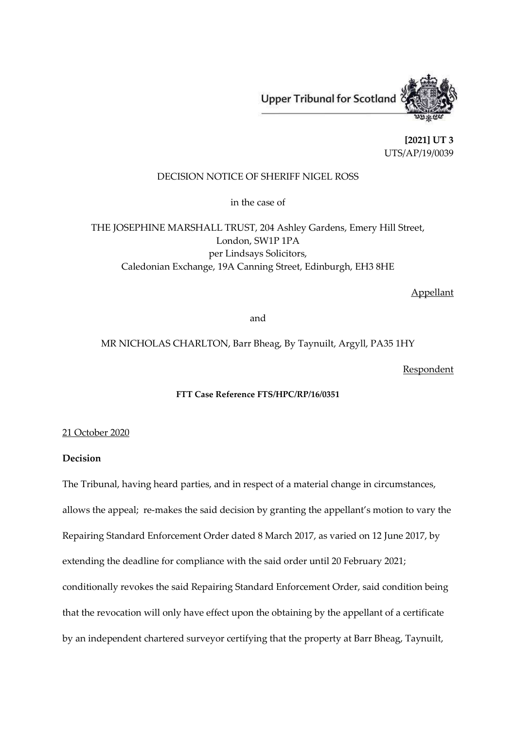Upper Tribunal for Scotland

**[2021] UT 3**
UTS/AP/19/0039

DECISION NOTICE OF SHERIFF NIGEL ROSS

in the case of

THE JOSEPHINE MARSHALL TRUST, 204 Ashley Gardens, Emery Hill Street, London, SW1P 1PA
per Lindsays Solicitors,
Caledonian Exchange, 19A Canning Street, Edinburgh, EH3 8HE

Appellant

and

MR NICHOLAS CHARLTON, Barr Bheag, By Taynuilt, Argyll, PA35 1HY

Respondent

**FTT Case Reference FTS/HPC/RP/16/0351**

21 October 2020

**Decision**

The Tribunal, having heard parties, and in respect of a material change in circumstances, allows the appeal; re-makes the said decision by granting the appellant's motion to vary the Repairing Standard Enforcement Order dated 8 March 2017, as varied on 12 June 2017, by extending the deadline for compliance with the said order until 20 February 2021; conditionally revokes the said Repairing Standard Enforcement Order, said condition being that the revocation will only have effect upon the obtaining by the appellant of a certificate by an independent chartered surveyor certifying that the property at Barr Bheag, Taynuilt,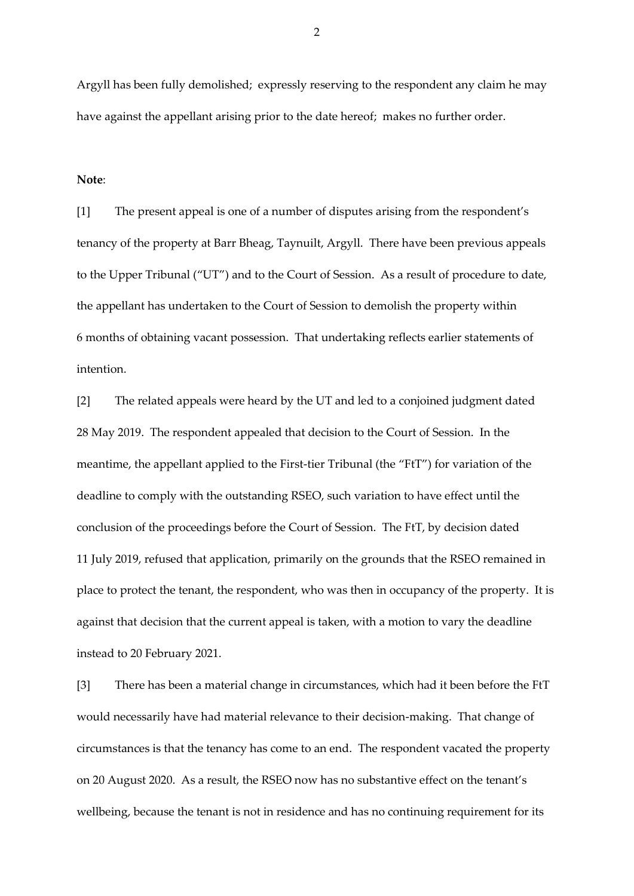Argyll has been fully demolished; expressly reserving to the respondent any claim he may have against the appellant arising prior to the date hereof; makes no further order.

**Note**:

[1] The present appeal is one of a number of disputes arising from the respondent's tenancy of the property at Barr Bheag, Taynuilt, Argyll. There have been previous appeals to the Upper Tribunal ("UT") and to the Court of Session. As a result of procedure to date, the appellant has undertaken to the Court of Session to demolish the property within 6 months of obtaining vacant possession. That undertaking reflects earlier statements of intention.

[2] The related appeals were heard by the UT and led to a conjoined judgment dated 28 May 2019. The respondent appealed that decision to the Court of Session. In the meantime, the appellant applied to the First-tier Tribunal (the "FtT") for variation of the deadline to comply with the outstanding RSEO, such variation to have effect until the conclusion of the proceedings before the Court of Session. The FtT, by decision dated 11 July 2019, refused that application, primarily on the grounds that the RSEO remained in place to protect the tenant, the respondent, who was then in occupancy of the property. It is against that decision that the current appeal is taken, with a motion to vary the deadline instead to 20 February 2021.

[3] There has been a material change in circumstances, which had it been before the FtT would necessarily have had material relevance to their decision-making. That change of circumstances is that the tenancy has come to an end. The respondent vacated the property on 20 August 2020. As a result, the RSEO now has no substantive effect on the tenant's wellbeing, because the tenant is not in residence and has no continuing requirement for its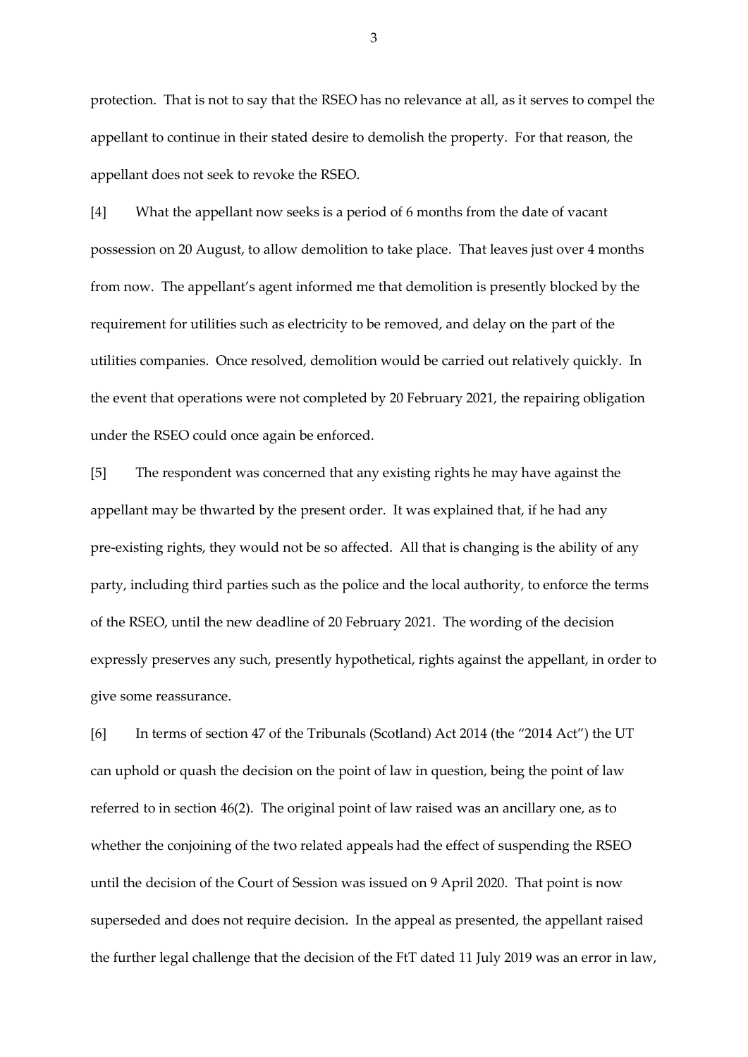protection. That is not to say that the RSEO has no relevance at all, as it serves to compel the appellant to continue in their stated desire to demolish the property. For that reason, the appellant does not seek to revoke the RSEO.

[4] What the appellant now seeks is a period of 6 months from the date of vacant possession on 20 August, to allow demolition to take place. That leaves just over 4 months from now. The appellant's agent informed me that demolition is presently blocked by the requirement for utilities such as electricity to be removed, and delay on the part of the utilities companies. Once resolved, demolition would be carried out relatively quickly. In the event that operations were not completed by 20 February 2021, the repairing obligation under the RSEO could once again be enforced.

[5] The respondent was concerned that any existing rights he may have against the appellant may be thwarted by the present order. It was explained that, if he had any pre-existing rights, they would not be so affected. All that is changing is the ability of any party, including third parties such as the police and the local authority, to enforce the terms of the RSEO, until the new deadline of 20 February 2021. The wording of the decision expressly preserves any such, presently hypothetical, rights against the appellant, in order to give some reassurance.

[6] In terms of section 47 of the Tribunals (Scotland) Act 2014 (the "2014 Act") the UT can uphold or quash the decision on the point of law in question, being the point of law referred to in section 46(2). The original point of law raised was an ancillary one, as to whether the conjoining of the two related appeals had the effect of suspending the RSEO until the decision of the Court of Session was issued on 9 April 2020. That point is now superseded and does not require decision. In the appeal as presented, the appellant raised the further legal challenge that the decision of the FtT dated 11 July 2019 was an error in law,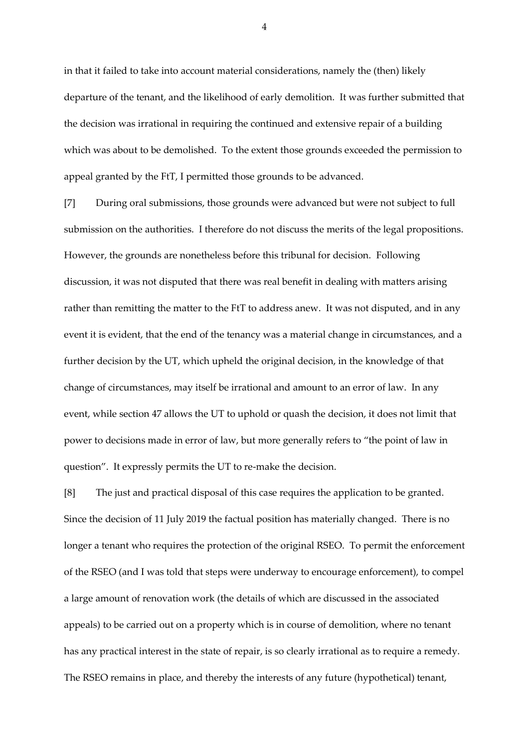in that it failed to take into account material considerations, namely the (then) likely departure of the tenant, and the likelihood of early demolition. It was further submitted that the decision was irrational in requiring the continued and extensive repair of a building which was about to be demolished. To the extent those grounds exceeded the permission to appeal granted by the FtT, I permitted those grounds to be advanced.

[7] During oral submissions, those grounds were advanced but were not subject to full submission on the authorities. I therefore do not discuss the merits of the legal propositions. However, the grounds are nonetheless before this tribunal for decision. Following discussion, it was not disputed that there was real benefit in dealing with matters arising rather than remitting the matter to the FtT to address anew. It was not disputed, and in any event it is evident, that the end of the tenancy was a material change in circumstances, and a further decision by the UT, which upheld the original decision, in the knowledge of that change of circumstances, may itself be irrational and amount to an error of law. In any event, while section 47 allows the UT to uphold or quash the decision, it does not limit that power to decisions made in error of law, but more generally refers to "the point of law in question". It expressly permits the UT to re-make the decision.

[8] The just and practical disposal of this case requires the application to be granted. Since the decision of 11 July 2019 the factual position has materially changed. There is no longer a tenant who requires the protection of the original RSEO. To permit the enforcement of the RSEO (and I was told that steps were underway to encourage enforcement), to compel a large amount of renovation work (the details of which are discussed in the associated appeals) to be carried out on a property which is in course of demolition, where no tenant has any practical interest in the state of repair, is so clearly irrational as to require a remedy. The RSEO remains in place, and thereby the interests of any future (hypothetical) tenant,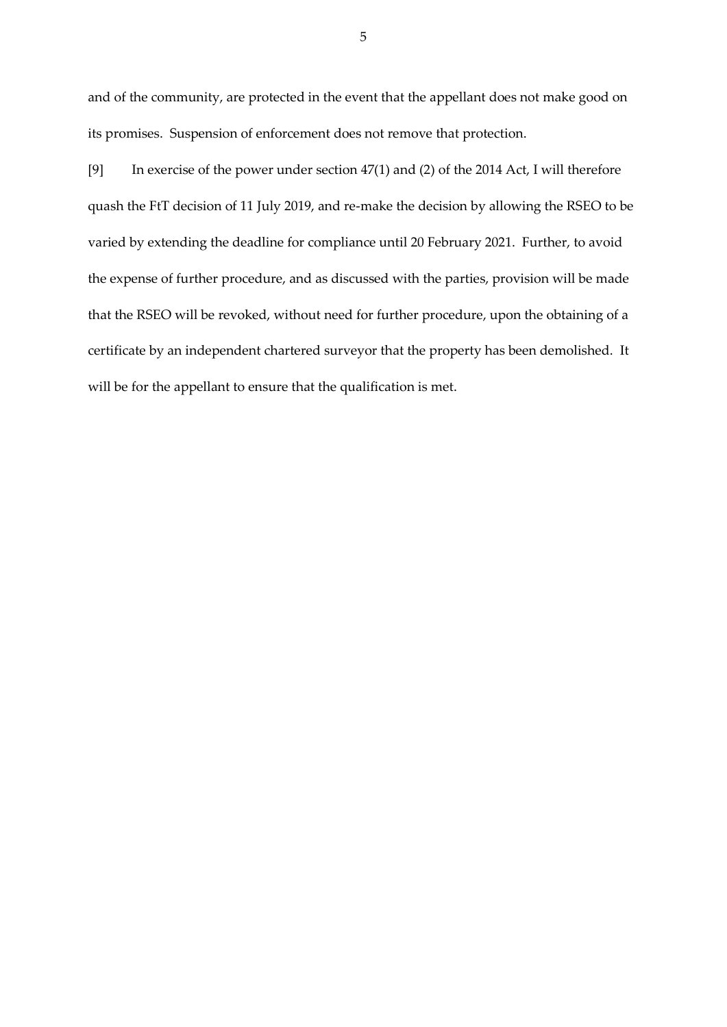and of the community, are protected in the event that the appellant does not make good on its promises. Suspension of enforcement does not remove that protection.

[9] In exercise of the power under section 47(1) and (2) of the 2014 Act, I will therefore quash the FtT decision of 11 July 2019, and re-make the decision by allowing the RSEO to be varied by extending the deadline for compliance until 20 February 2021. Further, to avoid the expense of further procedure, and as discussed with the parties, provision will be made that the RSEO will be revoked, without need for further procedure, upon the obtaining of a certificate by an independent chartered surveyor that the property has been demolished. It will be for the appellant to ensure that the qualification is met.